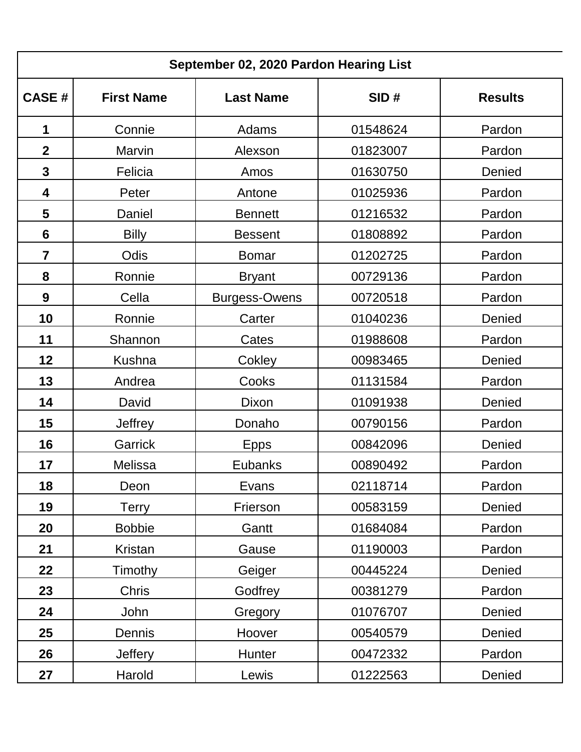| September 02, 2020 Pardon Hearing List | | | | |
|---|---|---|---|---|
| **CASE #** | **First Name** | **Last Name** | **SID #** | **Results** |
| **1** | Connie | Adams | 01548624 | Pardon |
| **2** | Marvin | Alexson | 01823007 | Pardon |
| **3** | Felicia | Amos | 01630750 | Denied |
| **4** | Peter | Antone | 01025936 | Pardon |
| **5** | Daniel | Bennett | 01216532 | Pardon |
| **6** | Billy | Bessent | 01808892 | Pardon |
| **7** | Odis | Bomar | 01202725 | Pardon |
| **8** | Ronnie | Bryant | 00729136 | Pardon |
| **9** | Cella | Burgess-Owens | 00720518 | Pardon |
| **10** | Ronnie | Carter | 01040236 | Denied |
| **11** | Shannon | Cates | 01988608 | Pardon |
| **12** | Kushna | Cokley | 00983465 | Denied |
| **13** | Andrea | Cooks | 01131584 | Pardon |
| **14** | David | Dixon | 01091938 | Denied |
| **15** | Jeffrey | Donaho | 00790156 | Pardon |
| **16** | Garrick | Epps | 00842096 | Denied |
| **17** | Melissa | Eubanks | 00890492 | Pardon |
| **18** | Deon | Evans | 02118714 | Pardon |
| **19** | Terry | Frierson | 00583159 | Denied |
| **20** | Bobbie | Gantt | 01684084 | Pardon |
| **21** | Kristan | Gause | 01190003 | Pardon |
| **22** | Timothy | Geiger | 00445224 | Denied |
| **23** | Chris | Godfrey | 00381279 | Pardon |
| **24** | John | Gregory | 01076707 | Denied |
| **25** | Dennis | Hoover | 00540579 | Denied |
| **26** | Jeffery | Hunter | 00472332 | Pardon |
| **27** | Harold | Lewis | 01222563 | Denied |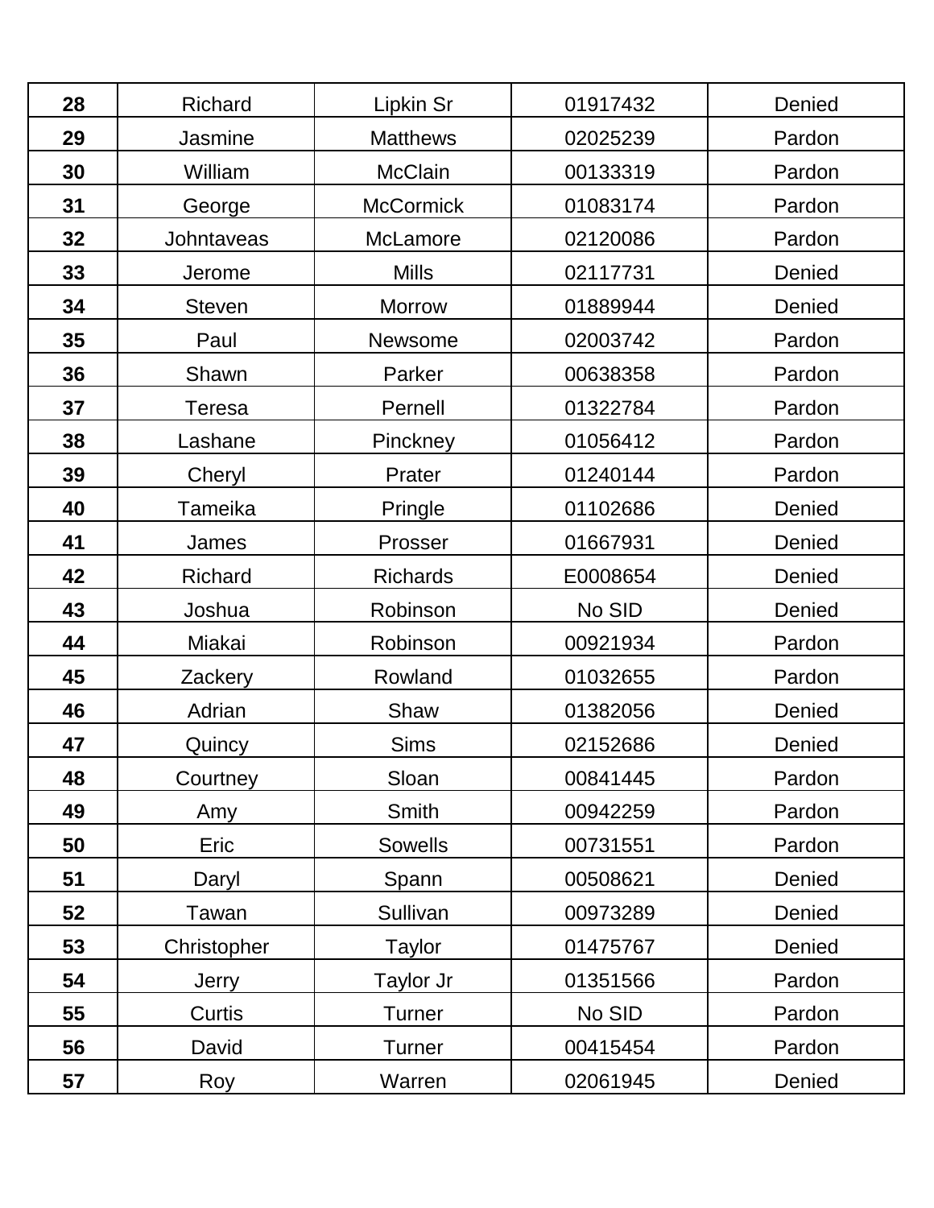| 28 | Richard | Lipkin Sr | 01917432 | Denied |
|---|---|---|---|---|
| 29 | Jasmine | Matthews | 02025239 | Pardon |
| 30 | William | McClain | 00133319 | Pardon |
| 31 | George | McCormick | 01083174 | Pardon |
| 32 | Johntaveas | McLamore | 02120086 | Pardon |
| 33 | Jerome | Mills | 02117731 | Denied |
| 34 | Steven | Morrow | 01889944 | Denied |
| 35 | Paul | Newsome | 02003742 | Pardon |
| 36 | Shawn | Parker | 00638358 | Pardon |
| 37 | Teresa | Pernell | 01322784 | Pardon |
| 38 | Lashane | Pinckney | 01056412 | Pardon |
| 39 | Cheryl | Prater | 01240144 | Pardon |
| 40 | Tameika | Pringle | 01102686 | Denied |
| 41 | James | Prosser | 01667931 | Denied |
| 42 | Richard | Richards | E0008654 | Denied |
| 43 | Joshua | Robinson | No SID | Denied |
| 44 | Miakai | Robinson | 00921934 | Pardon |
| 45 | Zackery | Rowland | 01032655 | Pardon |
| 46 | Adrian | Shaw | 01382056 | Denied |
| 47 | Quincy | Sims | 02152686 | Denied |
| 48 | Courtney | Sloan | 00841445 | Pardon |
| 49 | Amy | Smith | 00942259 | Pardon |
| 50 | Eric | Sowells | 00731551 | Pardon |
| 51 | Daryl | Spann | 00508621 | Denied |
| 52 | Tawan | Sullivan | 00973289 | Denied |
| 53 | Christopher | Taylor | 01475767 | Denied |
| 54 | Jerry | Taylor Jr | 01351566 | Pardon |
| 55 | Curtis | Turner | No SID | Pardon |
| 56 | David | Turner | 00415454 | Pardon |
| 57 | Roy | Warren | 02061945 | Denied |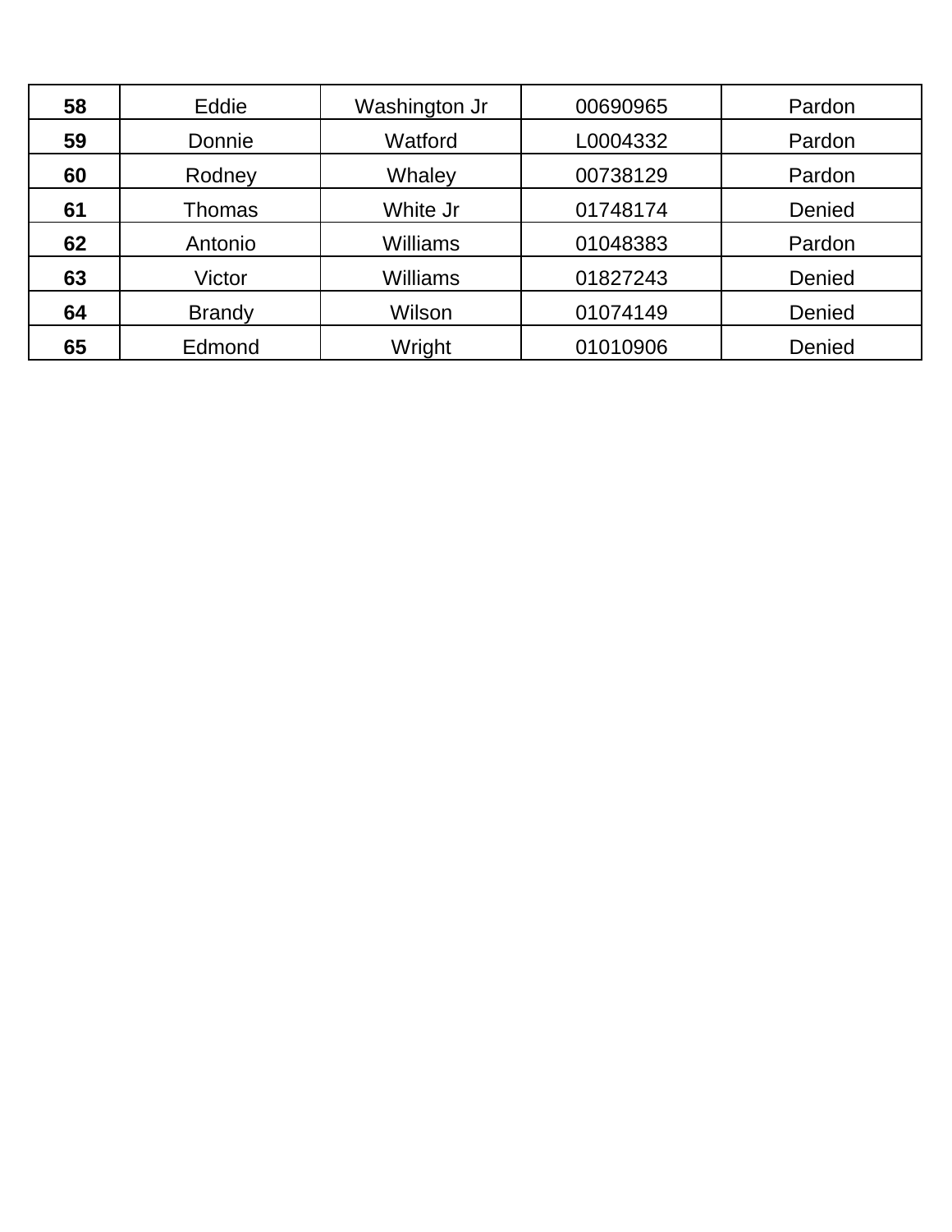| | | | | |
|---|---|---|---|---|
| **58** | Eddie | Washington Jr | 00690965 | Pardon |
| **59** | Donnie | Watford | L0004332 | Pardon |
| **60** | Rodney | Whaley | 00738129 | Pardon |
| **61** | Thomas | White Jr | 01748174 | Denied |
| **62** | Antonio | Williams | 01048383 | Pardon |
| **63** | Victor | Williams | 01827243 | Denied |
| **64** | Brandy | Wilson | 01074149 | Denied |
| **65** | Edmond | Wright | 01010906 | Denied |